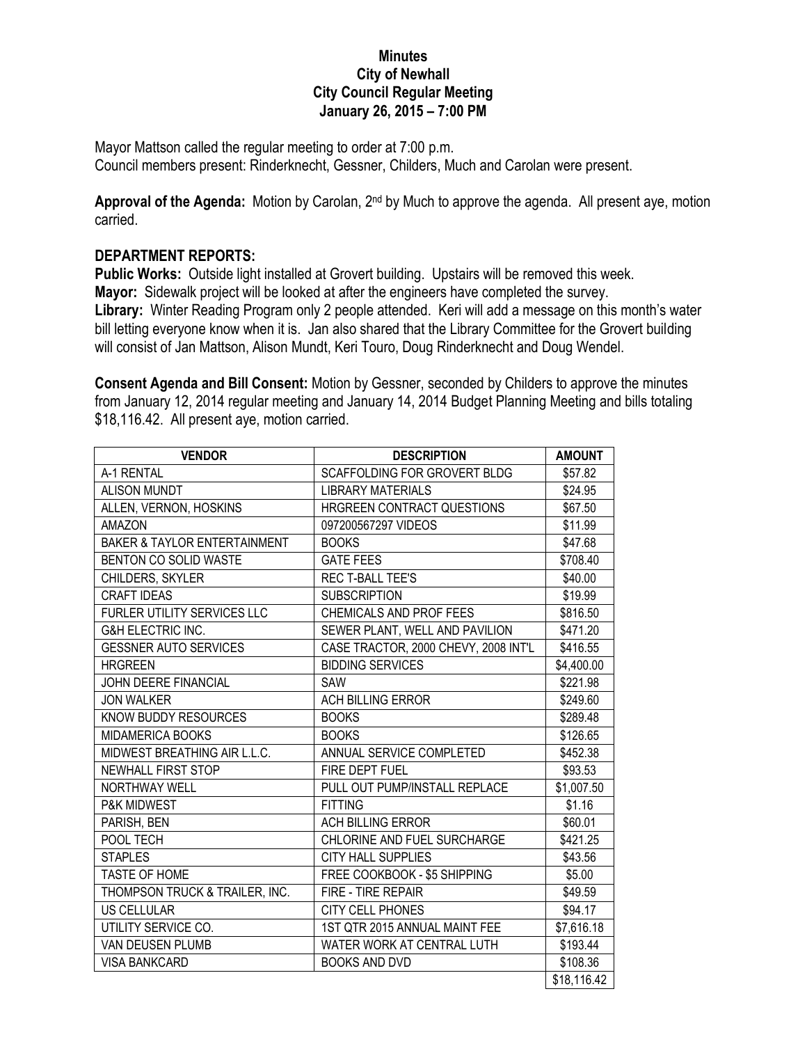# Minutes
## City of Newhall
## City Council Regular Meeting
## January 26, 2015 – 7:00 PM

Mayor Mattson called the regular meeting to order at 7:00 p.m.
Council members present: Rinderknecht, Gessner, Childers, Much and Carolan were present.

**Approval of the Agenda:** Motion by Carolan, 2nd by Much to approve the agenda. All present aye, motion carried.

**DEPARTMENT REPORTS:**

**Public Works:** Outside light installed at Grovert building. Upstairs will be removed this week.
**Mayor:** Sidewalk project will be looked at after the engineers have completed the survey.
**Library:** Winter Reading Program only 2 people attended. Keri will add a message on this month's water bill letting everyone know when it is. Jan also shared that the Library Committee for the Grovert building will consist of Jan Mattson, Alison Mundt, Keri Touro, Doug Rinderknecht and Doug Wendel.

**Consent Agenda and Bill Consent:** Motion by Gessner, seconded by Childers to approve the minutes from January 12, 2014 regular meeting and January 14, 2014 Budget Planning Meeting and bills totaling $18,116.42. All present aye, motion carried.

| VENDOR | DESCRIPTION | AMOUNT |
|---|---|---|
| A-1 RENTAL | SCAFFOLDING FOR GROVERT BLDG | $57.82 |
| ALISON MUNDT | LIBRARY MATERIALS | $24.95 |
| ALLEN, VERNON, HOSKINS | HRGREEN CONTRACT QUESTIONS | $67.50 |
| AMAZON | 097200567297 VIDEOS | $11.99 |
| BAKER & TAYLOR ENTERTAINMENT | BOOKS | $47.68 |
| BENTON CO SOLID WASTE | GATE FEES | $708.40 |
| CHILDERS, SKYLER | REC T-BALL TEE'S | $40.00 |
| CRAFT IDEAS | SUBSCRIPTION | $19.99 |
| FURLER UTILITY SERVICES LLC | CHEMICALS AND PROF FEES | $816.50 |
| G&H ELECTRIC INC. | SEWER PLANT, WELL AND PAVILION | $471.20 |
| GESSNER AUTO SERVICES | CASE TRACTOR, 2000 CHEVY, 2008 INT'L | $416.55 |
| HRGREEN | BIDDING SERVICES | $4,400.00 |
| JOHN DEERE FINANCIAL | SAW | $221.98 |
| JON WALKER | ACH BILLING ERROR | $249.60 |
| KNOW BUDDY RESOURCES | BOOKS | $289.48 |
| MIDAMERICA BOOKS | BOOKS | $126.65 |
| MIDWEST BREATHING AIR L.L.C. | ANNUAL SERVICE COMPLETED | $452.38 |
| NEWHALL FIRST STOP | FIRE DEPT FUEL | $93.53 |
| NORTHWAY WELL | PULL OUT PUMP/INSTALL REPLACE | $1,007.50 |
| P&K MIDWEST | FITTING | $1.16 |
| PARISH, BEN | ACH BILLING ERROR | $60.01 |
| POOL TECH | CHLORINE AND FUEL SURCHARGE | $421.25 |
| STAPLES | CITY HALL SUPPLIES | $43.56 |
| TASTE OF HOME | FREE COOKBOOK - $5 SHIPPING | $5.00 |
| THOMPSON TRUCK & TRAILER, INC. | FIRE - TIRE REPAIR | $49.59 |
| US CELLULAR | CITY CELL PHONES | $94.17 |
| UTILITY SERVICE CO. | 1ST QTR 2015 ANNUAL MAINT FEE | $7,616.18 |
| VAN DEUSEN PLUMB | WATER WORK AT CENTRAL LUTH | $193.44 |
| VISA BANKCARD | BOOKS AND DVD | $108.36 |
| | | $18,116.42 |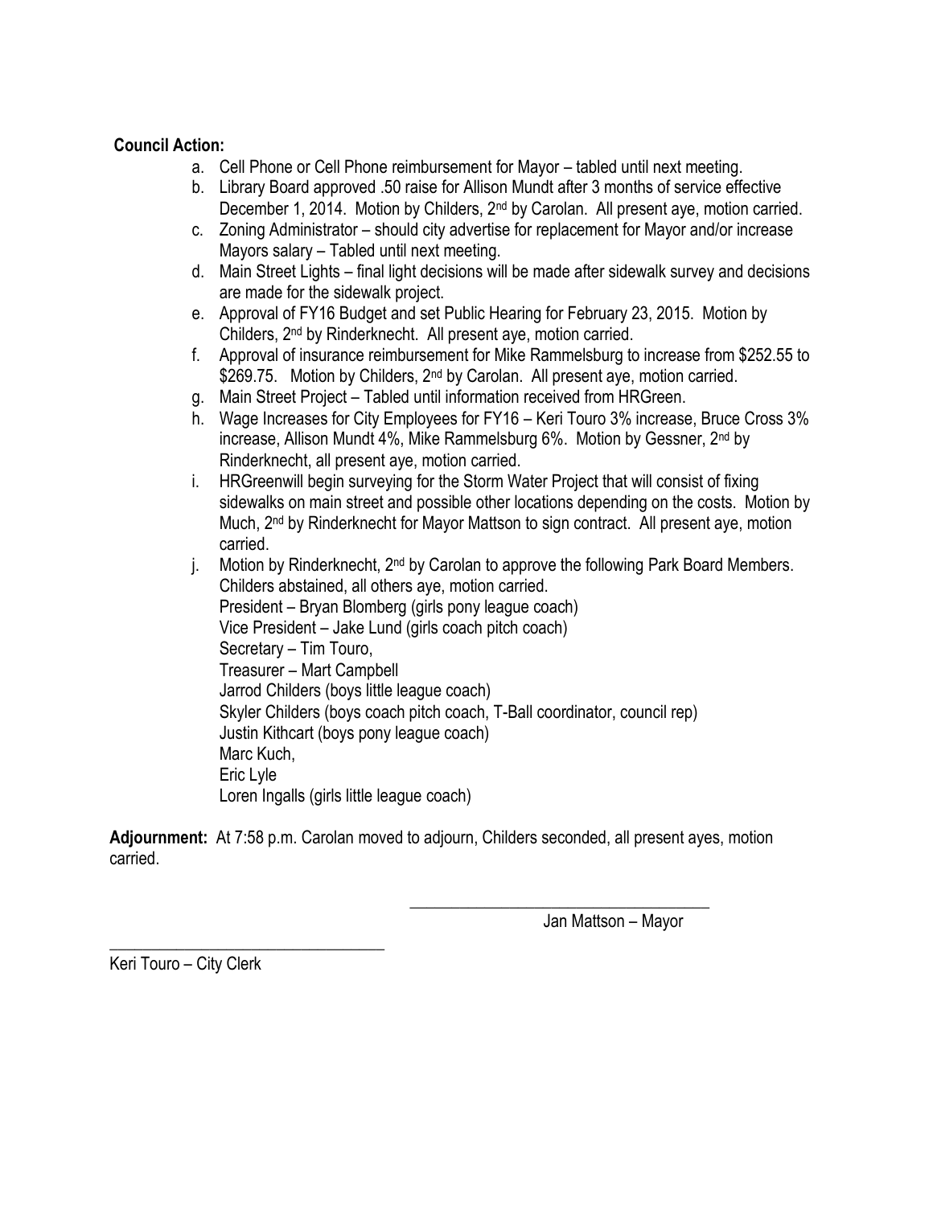**Council Action:**

a. Cell Phone or Cell Phone reimbursement for Mayor – tabled until next meeting.
b. Library Board approved .50 raise for Allison Mundt after 3 months of service effective December 1, 2014. Motion by Childers, 2nd by Carolan. All present aye, motion carried.
c. Zoning Administrator – should city advertise for replacement for Mayor and/or increase Mayors salary – Tabled until next meeting.
d. Main Street Lights – final light decisions will be made after sidewalk survey and decisions are made for the sidewalk project.
e. Approval of FY16 Budget and set Public Hearing for February 23, 2015. Motion by Childers, 2nd by Rinderknecht. All present aye, motion carried.
f. Approval of insurance reimbursement for Mike Rammelsburg to increase from $252.55 to $269.75. Motion by Childers, 2nd by Carolan. All present aye, motion carried.
g. Main Street Project – Tabled until information received from HRGreen.
h. Wage Increases for City Employees for FY16 – Keri Touro 3% increase, Bruce Cross 3% increase, Allison Mundt 4%, Mike Rammelsburg 6%. Motion by Gessner, 2nd by Rinderknecht, all present aye, motion carried.
i. HRGreenwill begin surveying for the Storm Water Project that will consist of fixing sidewalks on main street and possible other locations depending on the costs. Motion by Much, 2nd by Rinderknecht for Mayor Mattson to sign contract. All present aye, motion carried.
j. Motion by Rinderknecht, 2nd by Carolan to approve the following Park Board Members. Childers abstained, all others aye, motion carried.
   President – Bryan Blomberg (girls pony league coach)
   Vice President – Jake Lund (girls coach pitch coach)
   Secretary – Tim Touro,
   Treasurer – Mart Campbell
   Jarrod Childers (boys little league coach)
   Skyler Childers (boys coach pitch coach, T-Ball coordinator, council rep)
   Justin Kithcart (boys pony league coach)
   Marc Kuch,
   Eric Lyle
   Loren Ingalls (girls little league coach)

**Adjournment:** At 7:58 p.m. Carolan moved to adjourn, Childers seconded, all present ayes, motion carried.

\_\_\_\_\_\_\_\_\_\_\_\_\_\_\_\_\_\_\_\_\_\_\_\_\_\_\_\_\_\_\_\_\_\_\_\_
Jan Mattson – Mayor

\_\_\_\_\_\_\_\_\_\_\_\_\_\_\_\_\_\_\_\_\_\_\_\_\_\_\_\_\_\_\_\_\_\_\_\_
Keri Touro – City Clerk